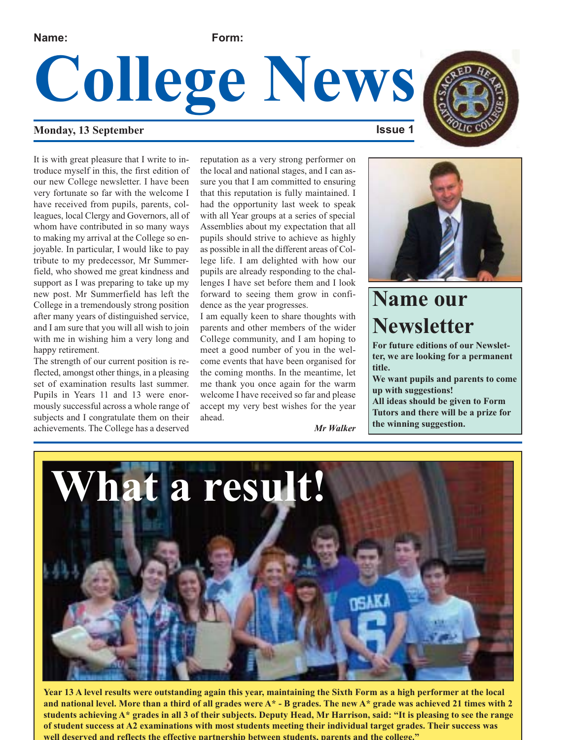**Name:** **Form:**

# College News

**Monday, 13 September** **Issue 1**

It is with great pleasure that I write to introduce myself in this, the first edition of our new College newsletter. I have been very fortunate so far with the welcome I have received from pupils, parents, colleagues, local Clergy and Governors, all of whom have contributed in so many ways to making my arrival at the College so enjoyable. In particular, I would like to pay tribute to my predecessor, Mr Summerfield, who showed me great kindness and support as I was preparing to take up my new post. Mr Summerfield has left the College in a tremendously strong position after many years of distinguished service, and I am sure that you will all wish to join with me in wishing him a very long and happy retirement.

The strength of our current position is reflected, amongst other things, in a pleasing set of examination results last summer. Pupils in Years 11 and 13 were enormously successful across a whole range of subjects and I congratulate them on their achievements. The College has a deserved reputation as a very strong performer on the local and national stages, and I can assure you that I am committed to ensuring that this reputation is fully maintained. I had the opportunity last week to speak with all Year groups at a series of special Assemblies about my expectation that all pupils should strive to achieve as highly as possible in all the different areas of College life. I am delighted with how our pupils are already responding to the challenges I have set before them and I look forward to seeing them grow in confidence as the year progresses.

I am equally keen to share thoughts with parents and other members of the wider College community, and I am hoping to meet a good number of you in the welcome events that have been organised for the coming months. In the meantime, let me thank you once again for the warm welcome I have received so far and please accept my very best wishes for the year ahead.

***Mr Walker***

## Name our Newsletter

**For future editions of our Newsletter, we are looking for a permanent title.**

**We want pupils and parents to come up with suggestions!**

**All ideas should be given to Form Tutors and there will be a prize for the winning suggestion.**

## What a result!

**Year 13 A level results were outstanding again this year, maintaining the Sixth Form as a high performer at the local and national level. More than a third of all grades were A* - B grades. The new A* grade was achieved 21 times with 2 students achieving A* grades in all 3 of their subjects. Deputy Head, Mr Harrison, said: "It is pleasing to see the range of student success at A2 examinations with most students meeting their individual target grades. Their success was well deserved and reflects the effective partnership between students, parents and the college."**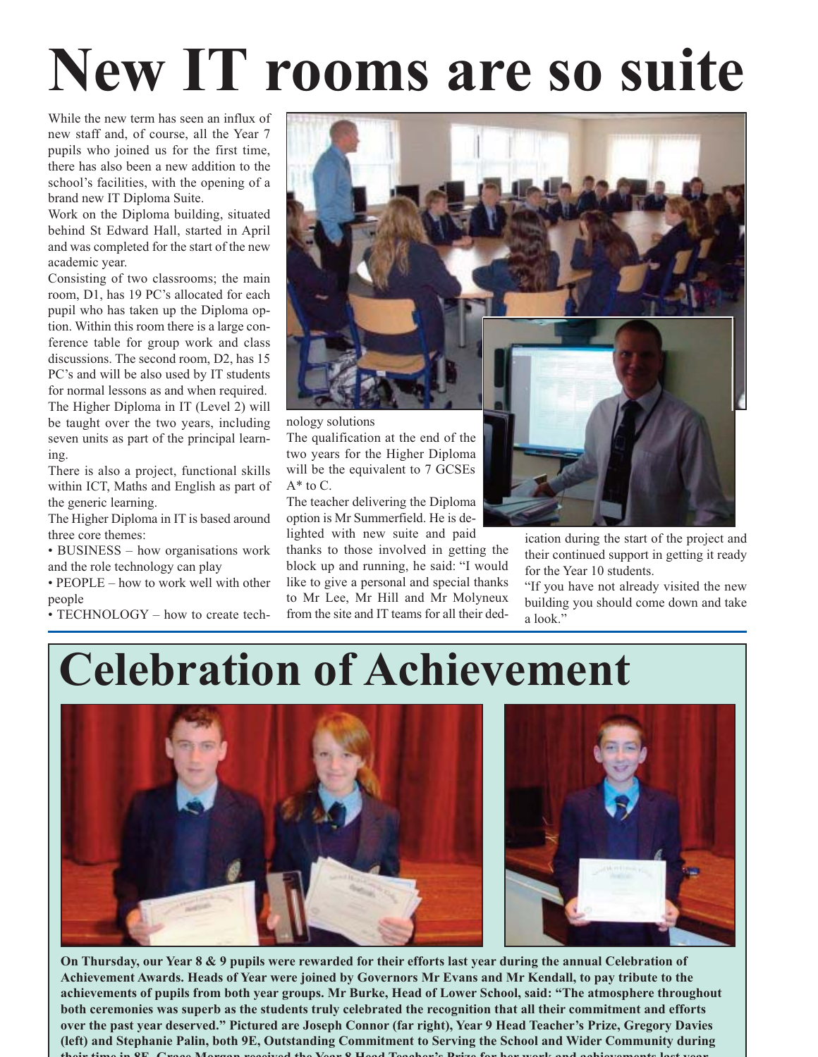# New IT rooms are so suite

While the new term has seen an influx of new staff and, of course, all the Year 7 pupils who joined us for the first time, there has also been a new addition to the school's facilities, with the opening of a brand new IT Diploma Suite.

Work on the Diploma building, situated behind St Edward Hall, started in April and was completed for the start of the new academic year.

Consisting of two classrooms; the main room, D1, has 19 PC's allocated for each pupil who has taken up the Diploma option. Within this room there is a large conference table for group work and class discussions. The second room, D2, has 15 PC's and will be also used by IT students for normal lessons as and when required.

The Higher Diploma in IT (Level 2) will be taught over the two years, including seven units as part of the principal learning.

There is also a project, functional skills within ICT, Maths and English as part of the generic learning.

The Higher Diploma in IT is based around three core themes:

- BUSINESS – how organisations work and the role technology can play
- PEOPLE – how to work well with other people
- TECHNOLOGY – how to create technology solutions

The qualification at the end of the two years for the Higher Diploma will be the equivalent to 7 GCSEs A* to C.

The teacher delivering the Diploma option is Mr Summerfield. He is delighted with new suite and paid thanks to those involved in getting the block up and running, he said: "I would like to give a personal and special thanks to Mr Lee, Mr Hill and Mr Molyneux from the site and IT teams for all their dedication during the start of the project and their continued support in getting it ready for the Year 10 students.

"If you have not already visited the new building you should come down and take a look."

# Celebration of Achievement

**On Thursday, our Year 8 & 9 pupils were rewarded for their efforts last year during the annual Celebration of Achievement Awards. Heads of Year were joined by Governors Mr Evans and Mr Kendall, to pay tribute to the achievements of pupils from both year groups. Mr Burke, Head of Lower School, said: "The atmosphere throughout both ceremonies was superb as the students truly celebrated the recognition that all their commitment and efforts over the past year deserved." Pictured are Joseph Connor (far right), Year 9 Head Teacher's Prize, Gregory Davies (left) and Stephanie Palin, both 9E, Outstanding Commitment to Serving the School and Wider Community during their time in 8E. Grace Morgan received the Year 8 Head Teacher's Prize for her work and achievements last year.**